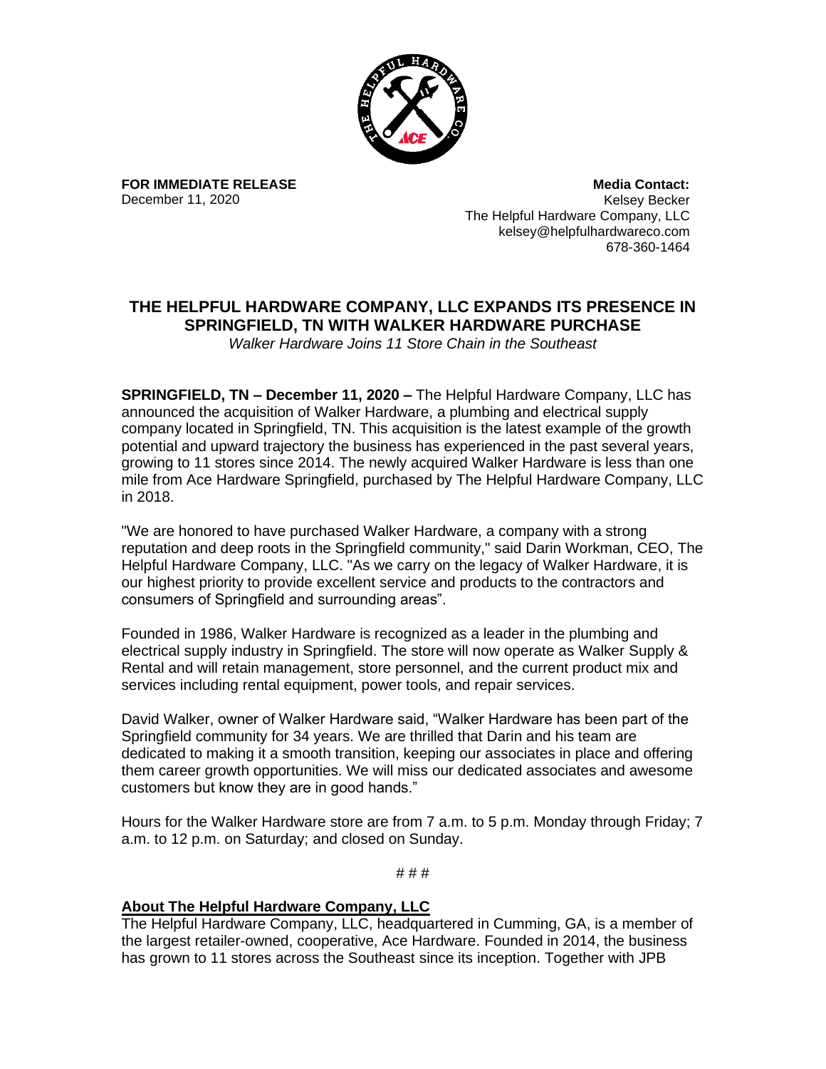**FOR IMMEDIATE RELEASE**
December 11, 2020

**Media Contact:**
Kelsey Becker
The Helpful Hardware Company, LLC
kelsey@helpfulhardwareco.com
678-360-1464

# THE HELPFUL HARDWARE COMPANY, LLC EXPANDS ITS PRESENCE IN SPRINGFIELD, TN WITH WALKER HARDWARE PURCHASE

*Walker Hardware Joins 11 Store Chain in the Southeast*

**SPRINGFIELD, TN – December 11, 2020 –** The Helpful Hardware Company, LLC has announced the acquisition of Walker Hardware, a plumbing and electrical supply company located in Springfield, TN. This acquisition is the latest example of the growth potential and upward trajectory the business has experienced in the past several years, growing to 11 stores since 2014. The newly acquired Walker Hardware is less than one mile from Ace Hardware Springfield, purchased by The Helpful Hardware Company, LLC in 2018.

"We are honored to have purchased Walker Hardware, a company with a strong reputation and deep roots in the Springfield community," said Darin Workman, CEO, The Helpful Hardware Company, LLC. "As we carry on the legacy of Walker Hardware, it is our highest priority to provide excellent service and products to the contractors and consumers of Springfield and surrounding areas".

Founded in 1986, Walker Hardware is recognized as a leader in the plumbing and electrical supply industry in Springfield. The store will now operate as Walker Supply & Rental and will retain management, store personnel, and the current product mix and services including rental equipment, power tools, and repair services.

David Walker, owner of Walker Hardware said, "Walker Hardware has been part of the Springfield community for 34 years. We are thrilled that Darin and his team are dedicated to making it a smooth transition, keeping our associates in place and offering them career growth opportunities. We will miss our dedicated associates and awesome customers but know they are in good hands."

Hours for the Walker Hardware store are from 7 a.m. to 5 p.m. Monday through Friday; 7 a.m. to 12 p.m. on Saturday; and closed on Sunday.

# # #

## About The Helpful Hardware Company, LLC

The Helpful Hardware Company, LLC, headquartered in Cumming, GA, is a member of the largest retailer-owned, cooperative, Ace Hardware. Founded in 2014, the business has grown to 11 stores across the Southeast since its inception. Together with JPB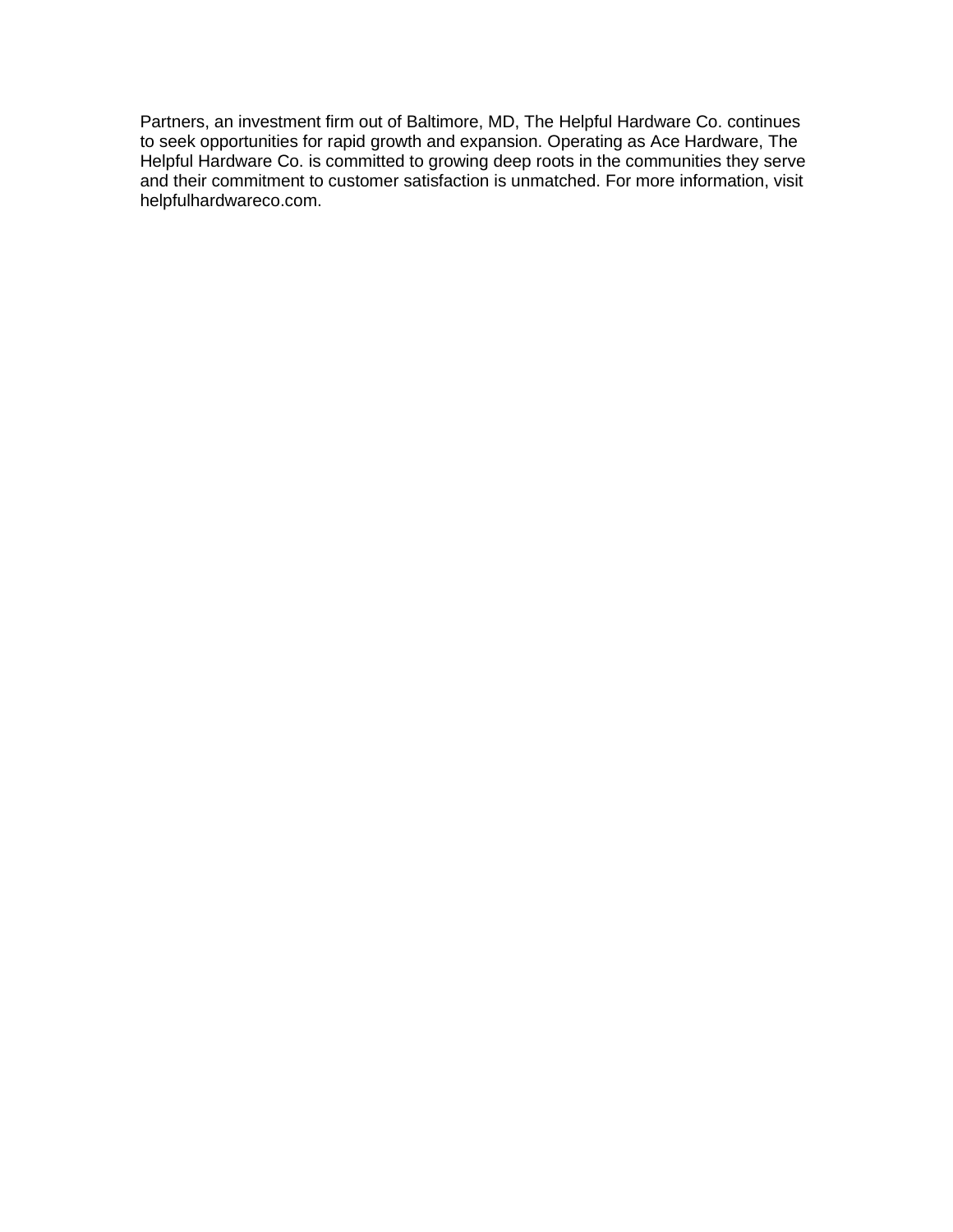Partners, an investment firm out of Baltimore, MD, The Helpful Hardware Co. continues to seek opportunities for rapid growth and expansion. Operating as Ace Hardware, The Helpful Hardware Co. is committed to growing deep roots in the communities they serve and their commitment to customer satisfaction is unmatched. For more information, visit helpfulhardwareco.com.